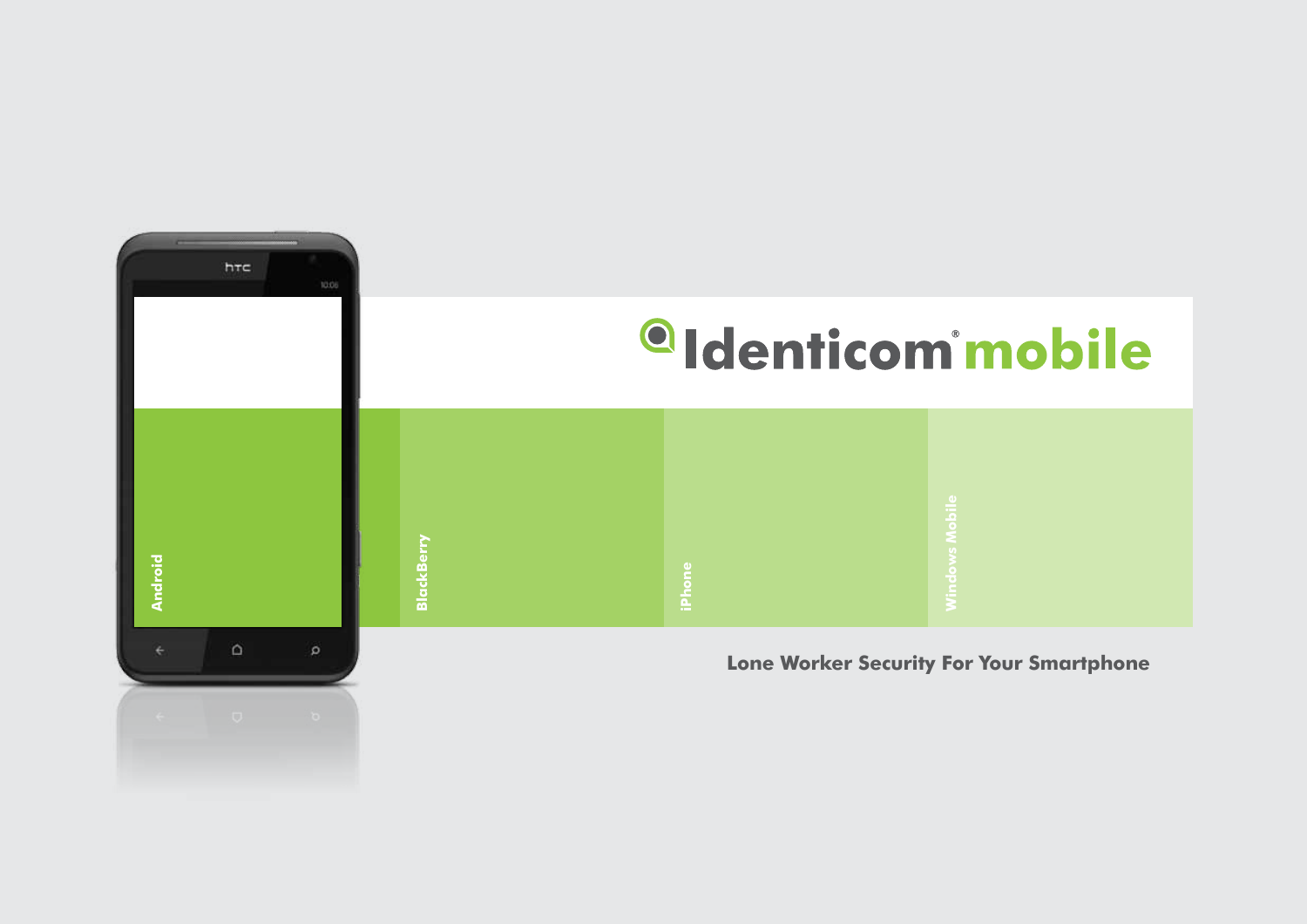# Identicom® mobile

Android

BlackBerry

iPhone

Windows Mobile

**Lone Worker Security For Your Smartphone**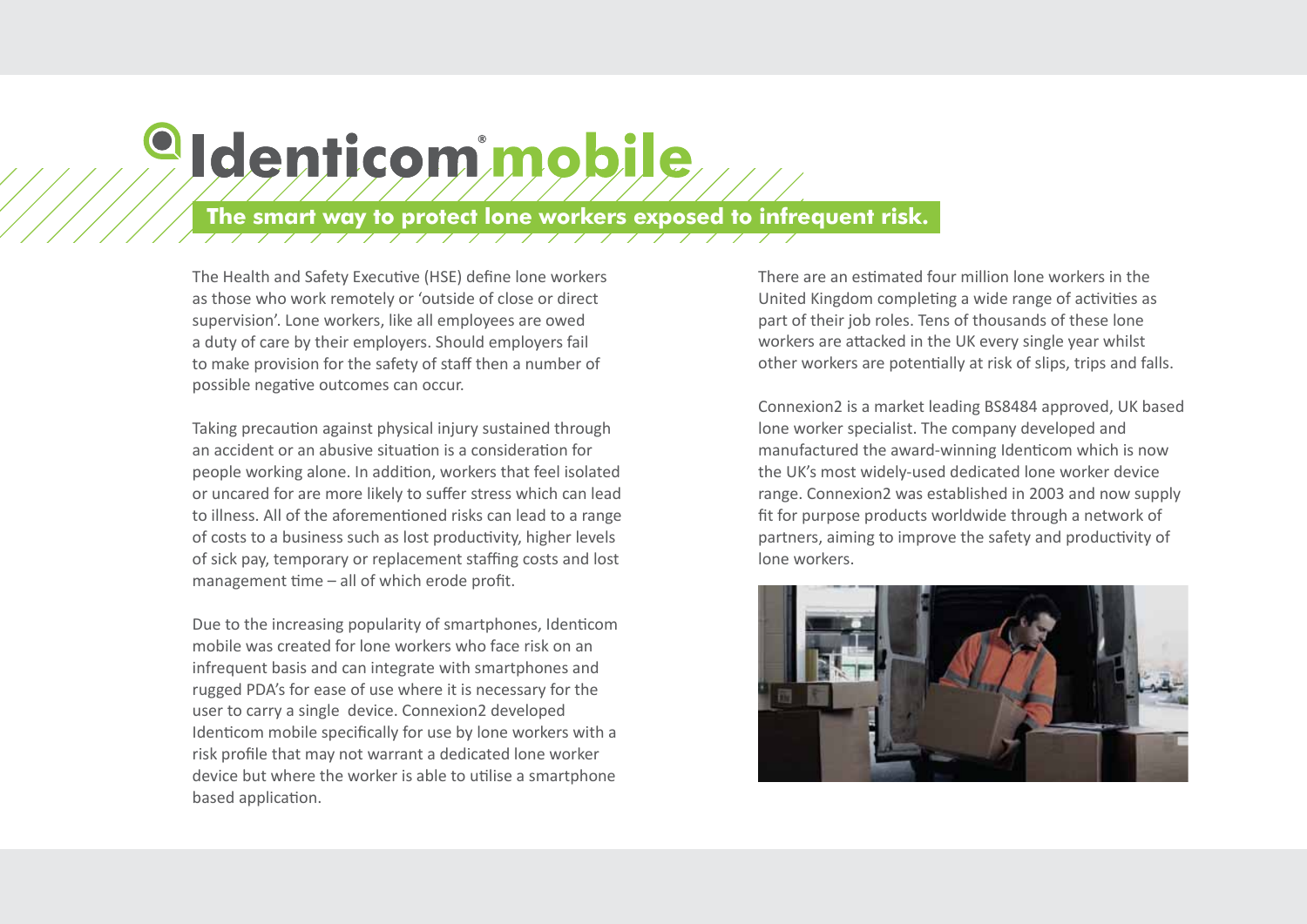# Identicom® mobile

## The smart way to protect lone workers exposed to infrequent risk.

The Health and Safety Executive (HSE) define lone workers as those who work remotely or 'outside of close or direct supervision'. Lone workers, like all employees are owed a duty of care by their employers. Should employers fail to make provision for the safety of staff then a number of possible negative outcomes can occur.

Taking precaution against physical injury sustained through an accident or an abusive situation is a consideration for people working alone. In addition, workers that feel isolated or uncared for are more likely to suffer stress which can lead to illness. All of the aforementioned risks can lead to a range of costs to a business such as lost productivity, higher levels of sick pay, temporary or replacement staffing costs and lost management time – all of which erode profit.

Due to the increasing popularity of smartphones, Identicom mobile was created for lone workers who face risk on an infrequent basis and can integrate with smartphones and rugged PDA's for ease of use where it is necessary for the user to carry a single device. Connexion2 developed Identicom mobile specifically for use by lone workers with a risk profile that may not warrant a dedicated lone worker device but where the worker is able to utilise a smartphone based application.

There are an estimated four million lone workers in the United Kingdom completing a wide range of activities as part of their job roles. Tens of thousands of these lone workers are attacked in the UK every single year whilst other workers are potentially at risk of slips, trips and falls.

Connexion2 is a market leading BS8484 approved, UK based lone worker specialist. The company developed and manufactured the award-winning Identicom which is now the UK's most widely-used dedicated lone worker device range. Connexion2 was established in 2003 and now supply fit for purpose products worldwide through a network of partners, aiming to improve the safety and productivity of lone workers.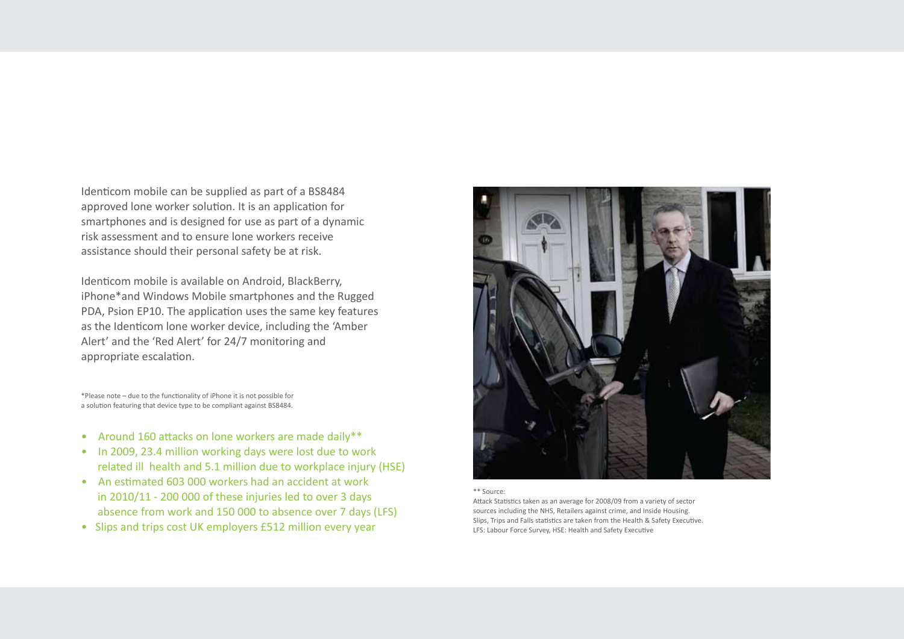Identicom mobile can be supplied as part of a BS8484 approved lone worker solution. It is an application for smartphones and is designed for use as part of a dynamic risk assessment and to ensure lone workers receive assistance should their personal safety be at risk.

Identicom mobile is available on Android, BlackBerry, iPhone*and Windows Mobile smartphones and the Rugged PDA, Psion EP10. The application uses the same key features as the Identicom lone worker device, including the 'Amber Alert' and the 'Red Alert' for 24/7 monitoring and appropriate escalation.

*Please note – due to the functionality of iPhone it is not possible for a solution featuring that device type to be compliant against BS8484.

- Around 160 attacks on lone workers are made daily**
- In 2009, 23.4 million working days were lost due to work related ill health and 5.1 million due to workplace injury (HSE)
- An estimated 603 000 workers had an accident at work in 2010/11 - 200 000 of these injuries led to over 3 days absence from work and 150 000 to absence over 7 days (LFS)
- Slips and trips cost UK employers £512 million every year

** Source:
Attack Statistics taken as an average for 2008/09 from a variety of sector sources including the NHS, Retailers against crime, and Inside Housing. Slips, Trips and Falls statistics are taken from the Health & Safety Executive. LFS: Labour Force Survey, HSE: Health and Safety Executive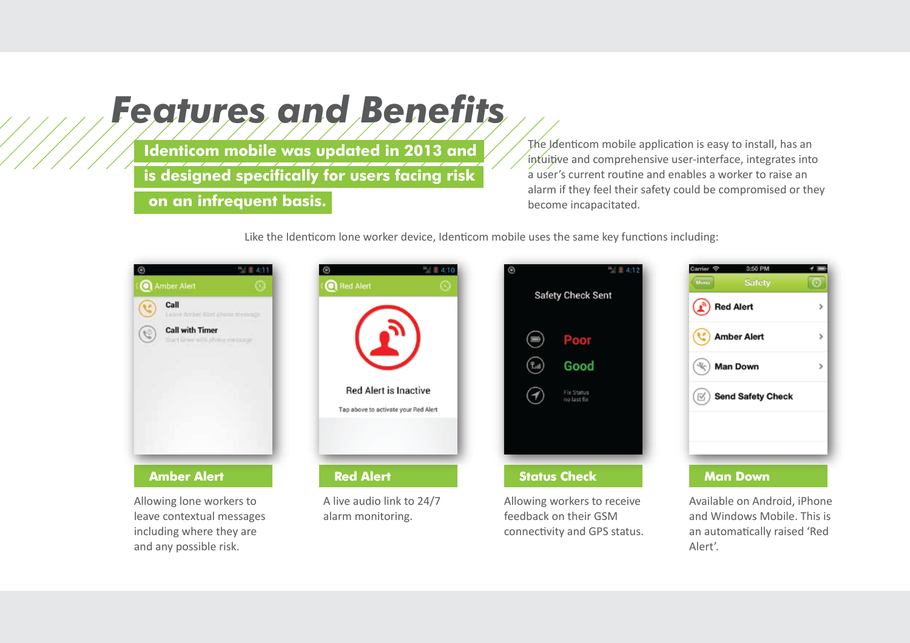# Features and Benefits

**Identicom mobile was updated in 2013 and is designed specifically for users facing risk on an infrequent basis.**

The Identicom mobile application is easy to install, has an intuitive and comprehensive user-interface, integrates into a user's current routine and enables a worker to raise an alarm if they feel their safety could be compromised or they become incapacitated.

Like the Identicom lone worker device, Identicom mobile uses the same key functions including:

### Amber Alert

Allowing lone workers to leave contextual messages including where they are and any possible risk.

### Red Alert

A live audio link to 24/7 alarm monitoring.

### Status Check

Allowing workers to receive feedback on their GSM connectivity and GPS status.

### Man Down

Available on Android, iPhone and Windows Mobile. This is an automatically raised 'Red Alert'.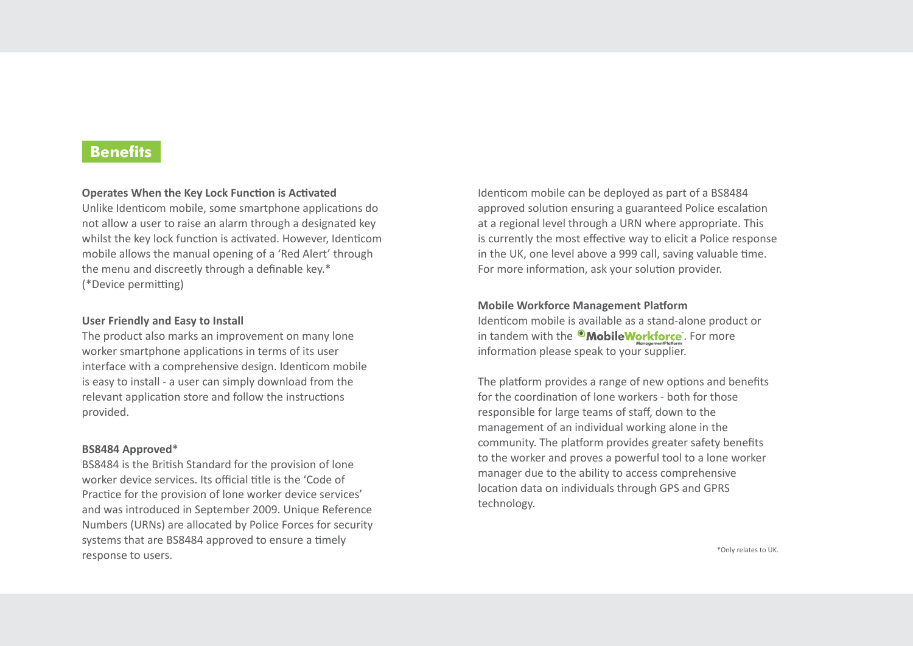## Benefits

**Operates When the Key Lock Function is Activated**
Unlike Identicom mobile, some smartphone applications do not allow a user to raise an alarm through a designated key whilst the key lock function is activated. However, Identicom mobile allows the manual opening of a 'Red Alert' through the menu and discreetly through a definable key.*
(*Device permitting)

**User Friendly and Easy to Install**
The product also marks an improvement on many lone worker smartphone applications in terms of its user interface with a comprehensive design. Identicom mobile is easy to install - a user can simply download from the relevant application store and follow the instructions provided.

**BS8484 Approved***
BS8484 is the British Standard for the provision of lone worker device services. Its official title is the 'Code of Practice for the provision of lone worker device services' and was introduced in September 2009. Unique Reference Numbers (URNs) are allocated by Police Forces for security systems that are BS8484 approved to ensure a timely response to users.

Identicom mobile can be deployed as part of a BS8484 approved solution ensuring a guaranteed Police escalation at a regional level through a URN where appropriate. This is currently the most effective way to elicit a Police response in the UK, one level above a 999 call, saving valuable time. For more information, ask your solution provider.

**Mobile Workforce Management Platform**
Identicom mobile is available as a stand-alone product or in tandem with the MobileWorkforce ManagementPlatform. For more information please speak to your supplier.

The platform provides a range of new options and benefits for the coordination of lone workers - both for those responsible for large teams of staff, down to the management of an individual working alone in the community. The platform provides greater safety benefits to the worker and proves a powerful tool to a lone worker manager due to the ability to access comprehensive location data on individuals through GPS and GPRS technology.

*Only relates to UK.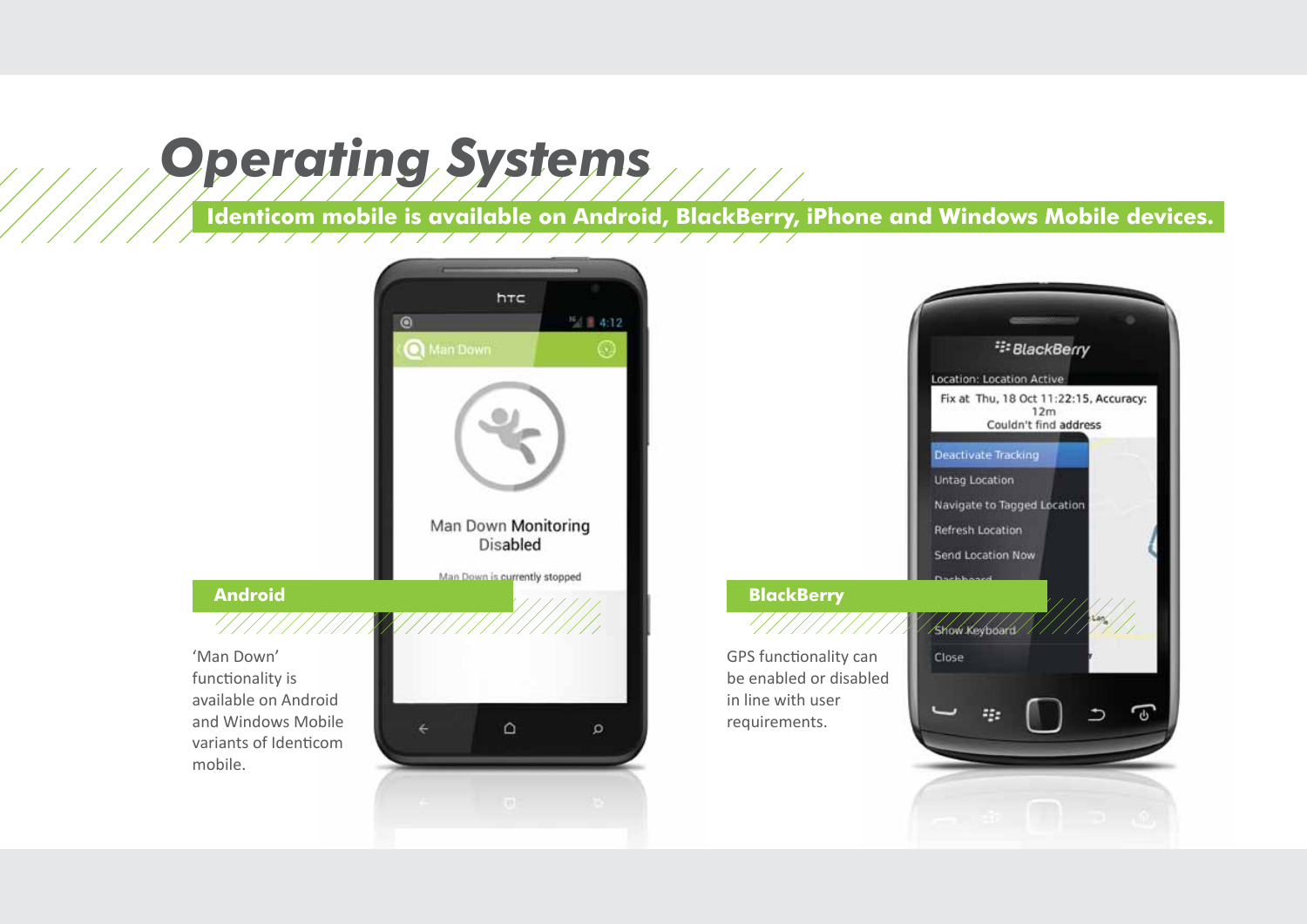# Operating Systems

**Identicom mobile is available on Android, BlackBerry, iPhone and Windows Mobile devices.**

## Android

'Man Down' functionality is available on Android and Windows Mobile variants of Identicom mobile.

## BlackBerry

GPS functionality can be enabled or disabled in line with user requirements.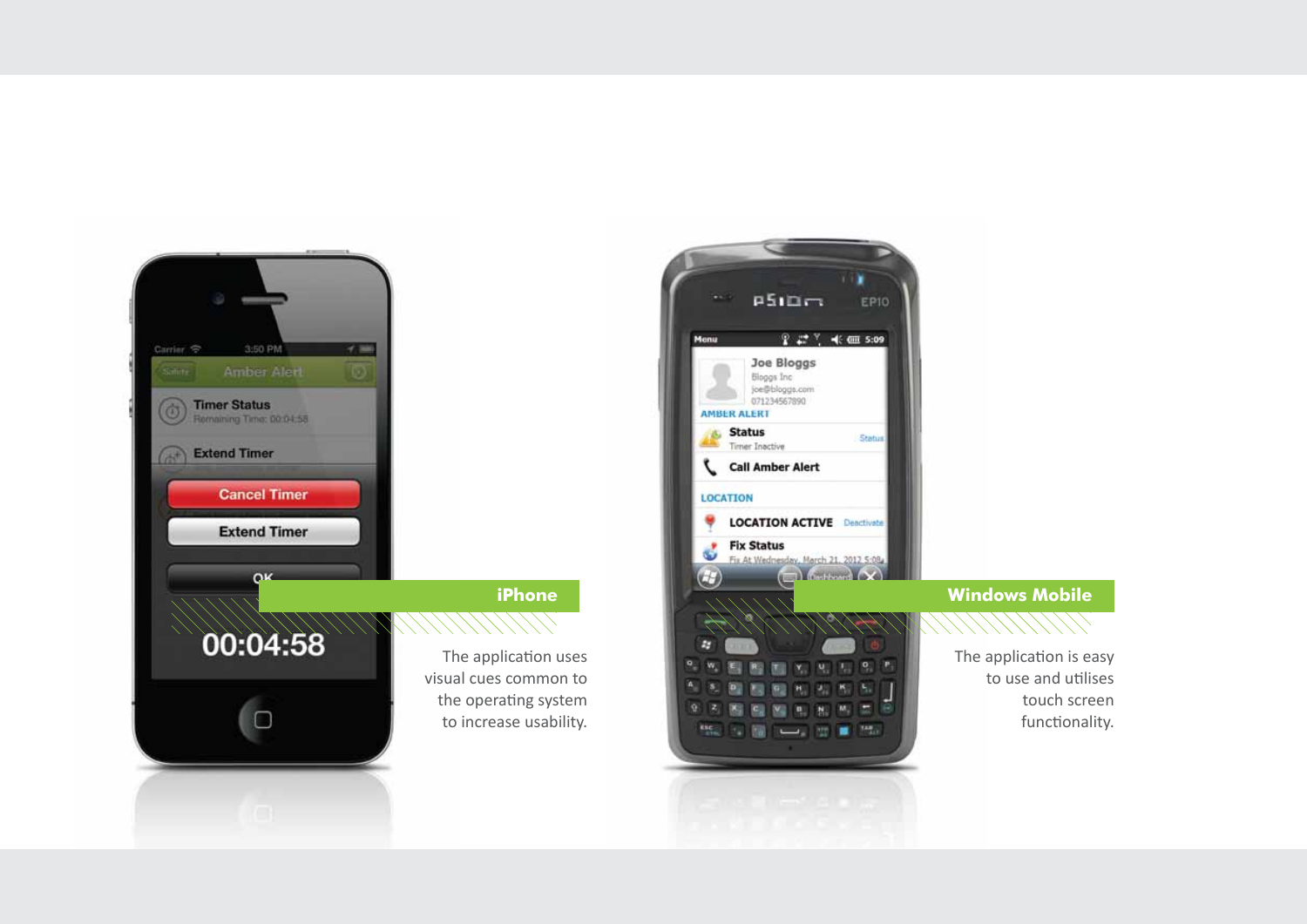## iPhone

The application uses visual cues common to the operating system to increase usability.

## Windows Mobile

The application is easy to use and utilises touch screen functionality.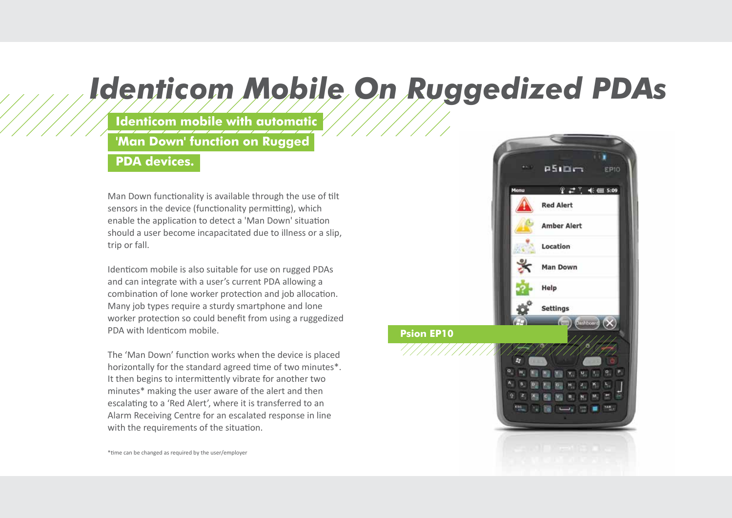# Identicom Mobile On Ruggedized PDAs

## Identicom mobile with automatic 'Man Down' function on Rugged PDA devices.

Man Down functionality is available through the use of tilt sensors in the device (functionality permitting), which enable the application to detect a 'Man Down' situation should a user become incapacitated due to illness or a slip, trip or fall.

Identicom mobile is also suitable for use on rugged PDAs and can integrate with a user's current PDA allowing a combination of lone worker protection and job allocation. Many job types require a sturdy smartphone and lone worker protection so could benefit from using a ruggedized PDA with Identicom mobile.

The 'Man Down' function works when the device is placed horizontally for the standard agreed time of two minutes*. It then begins to intermittently vibrate for another two minutes* making the user aware of the alert and then escalating to a 'Red Alert', where it is transferred to an Alarm Receiving Centre for an escalated response in line with the requirements of the situation.

Psion EP10

*time can be changed as required by the user/employer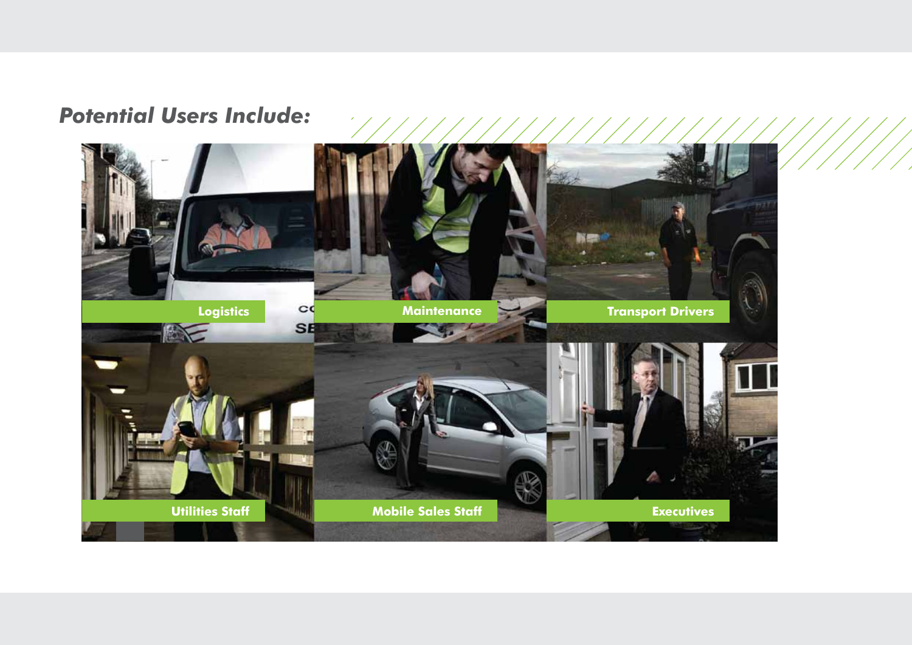## *Potential Users Include:*

- Logistics
- Maintenance
- Transport Drivers
- Utilities Staff
- Mobile Sales Staff
- Executives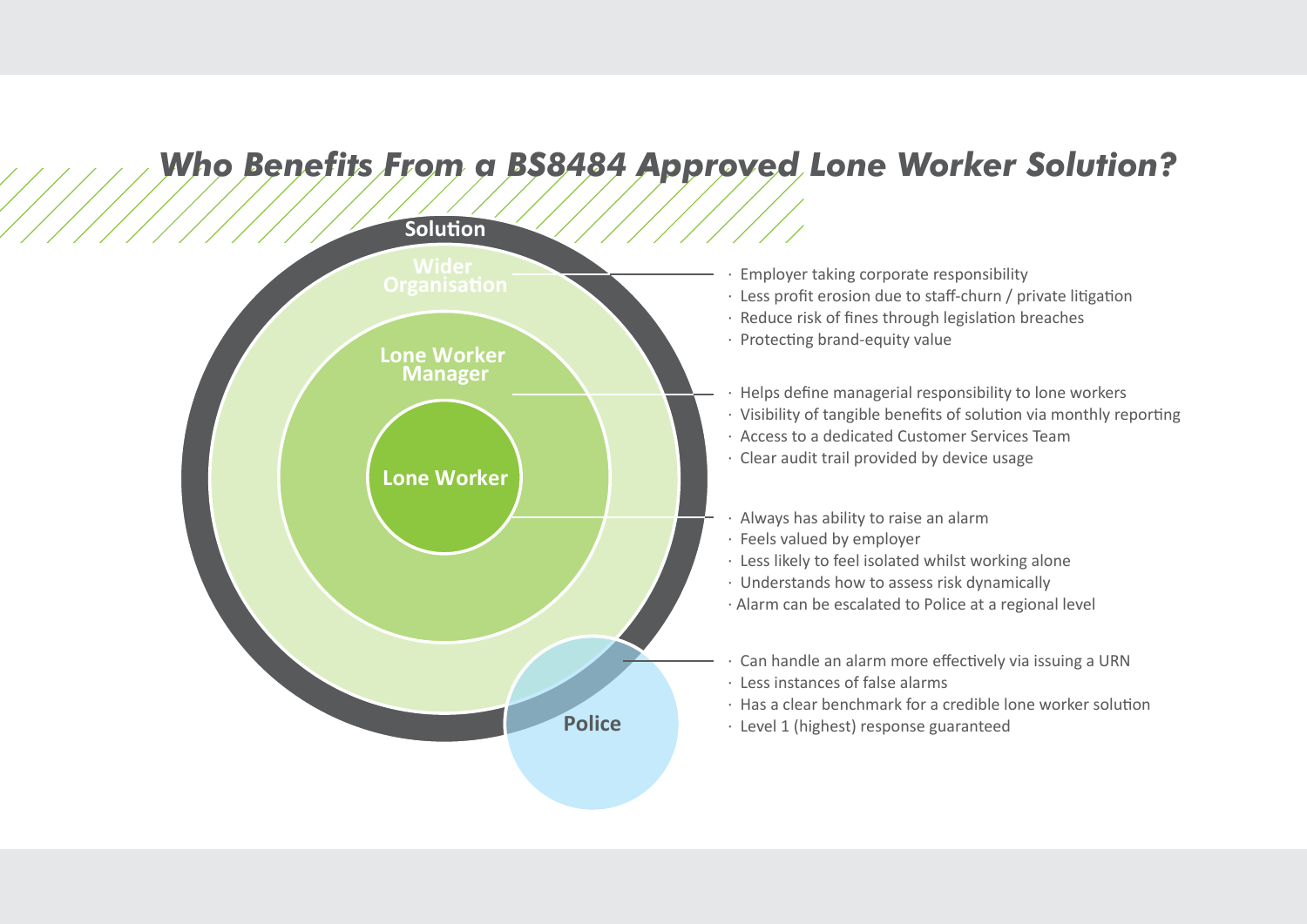# *Who Benefits From a BS8484 Approved Lone Worker Solution?*

**Solution**

**Wider Organisation**

- Employer taking corporate responsibility
- Less profit erosion due to staff-churn / private litigation
- Reduce risk of fines through legislation breaches
- Protecting brand-equity value

**Lone Worker Manager**

- Helps define managerial responsibility to lone workers
- Visibility of tangible benefits of solution via monthly reporting
- Access to a dedicated Customer Services Team
- Clear audit trail provided by device usage

**Lone Worker**

- Always has ability to raise an alarm
- Feels valued by employer
- Less likely to feel isolated whilst working alone
- Understands how to assess risk dynamically
- Alarm can be escalated to Police at a regional level

**Police**

- Can handle an alarm more effectively via issuing a URN
- Less instances of false alarms
- Has a clear benchmark for a credible lone worker solution
- Level 1 (highest) response guaranteed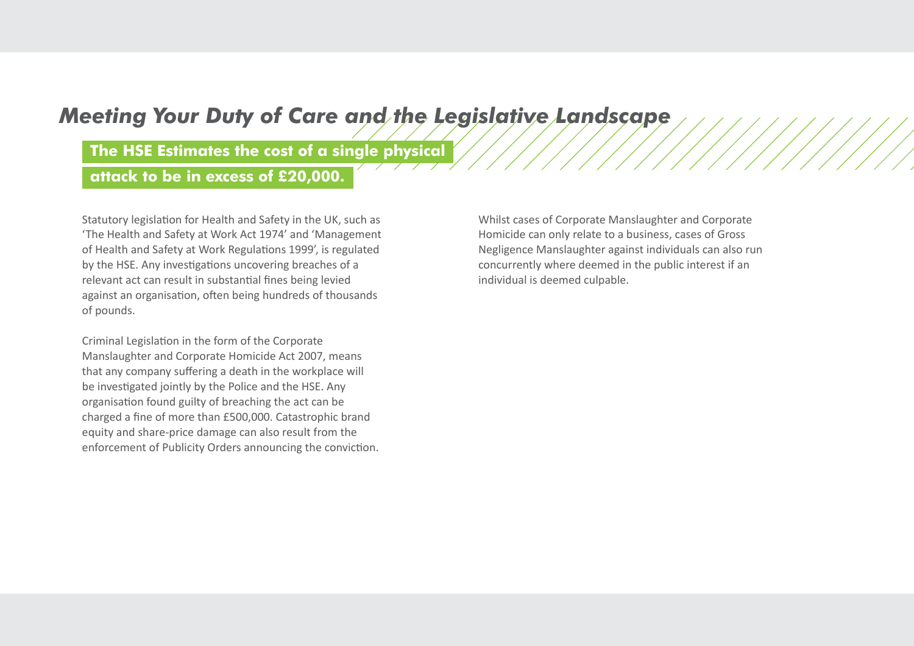# *Meeting Your Duty of Care and the Legislative Landscape*

**The HSE Estimates the cost of a single physical attack to be in excess of £20,000.**

Statutory legislation for Health and Safety in the UK, such as 'The Health and Safety at Work Act 1974' and 'Management of Health and Safety at Work Regulations 1999', is regulated by the HSE. Any investigations uncovering breaches of a relevant act can result in substantial fines being levied against an organisation, often being hundreds of thousands of pounds.

Criminal Legislation in the form of the Corporate Manslaughter and Corporate Homicide Act 2007, means that any company suffering a death in the workplace will be investigated jointly by the Police and the HSE. Any organisation found guilty of breaching the act can be charged a fine of more than £500,000. Catastrophic brand equity and share-price damage can also result from the enforcement of Publicity Orders announcing the conviction.

Whilst cases of Corporate Manslaughter and Corporate Homicide can only relate to a business, cases of Gross Negligence Manslaughter against individuals can also run concurrently where deemed in the public interest if an individual is deemed culpable.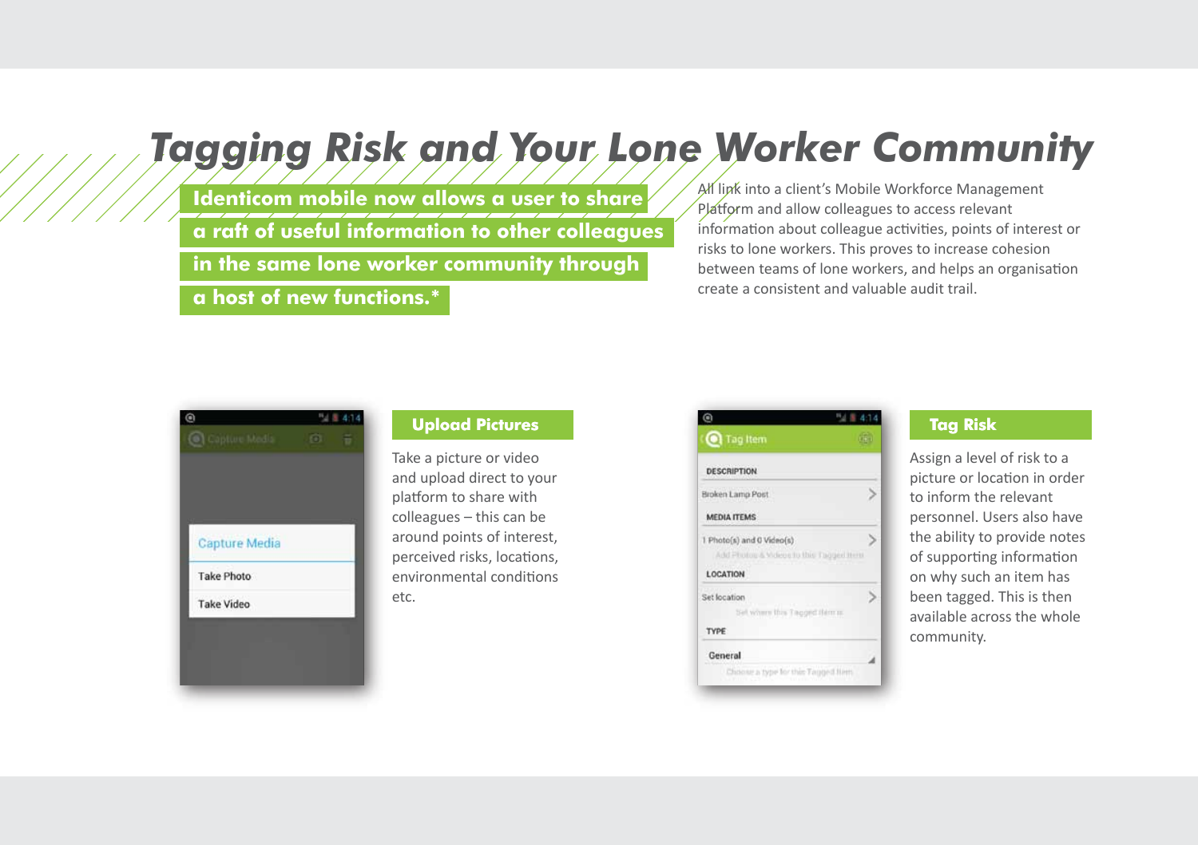# Tagging Risk and Your Lone Worker Community

**Identicom mobile now allows a user to share a raft of useful information to other colleagues in the same lone worker community through a host of new functions.***

All link into a client's Mobile Workforce Management Platform and allow colleagues to access relevant information about colleague activities, points of interest or risks to lone workers. This proves to increase cohesion between teams of lone workers, and helps an organisation create a consistent and valuable audit trail.

## Upload Pictures

Take a picture or video and upload direct to your platform to share with colleagues – this can be around points of interest, perceived risks, locations, environmental conditions etc.

## Tag Risk

Assign a level of risk to a picture or location in order to inform the relevant personnel. Users also have the ability to provide notes of supporting information on why such an item has been tagged. This is then available across the whole community.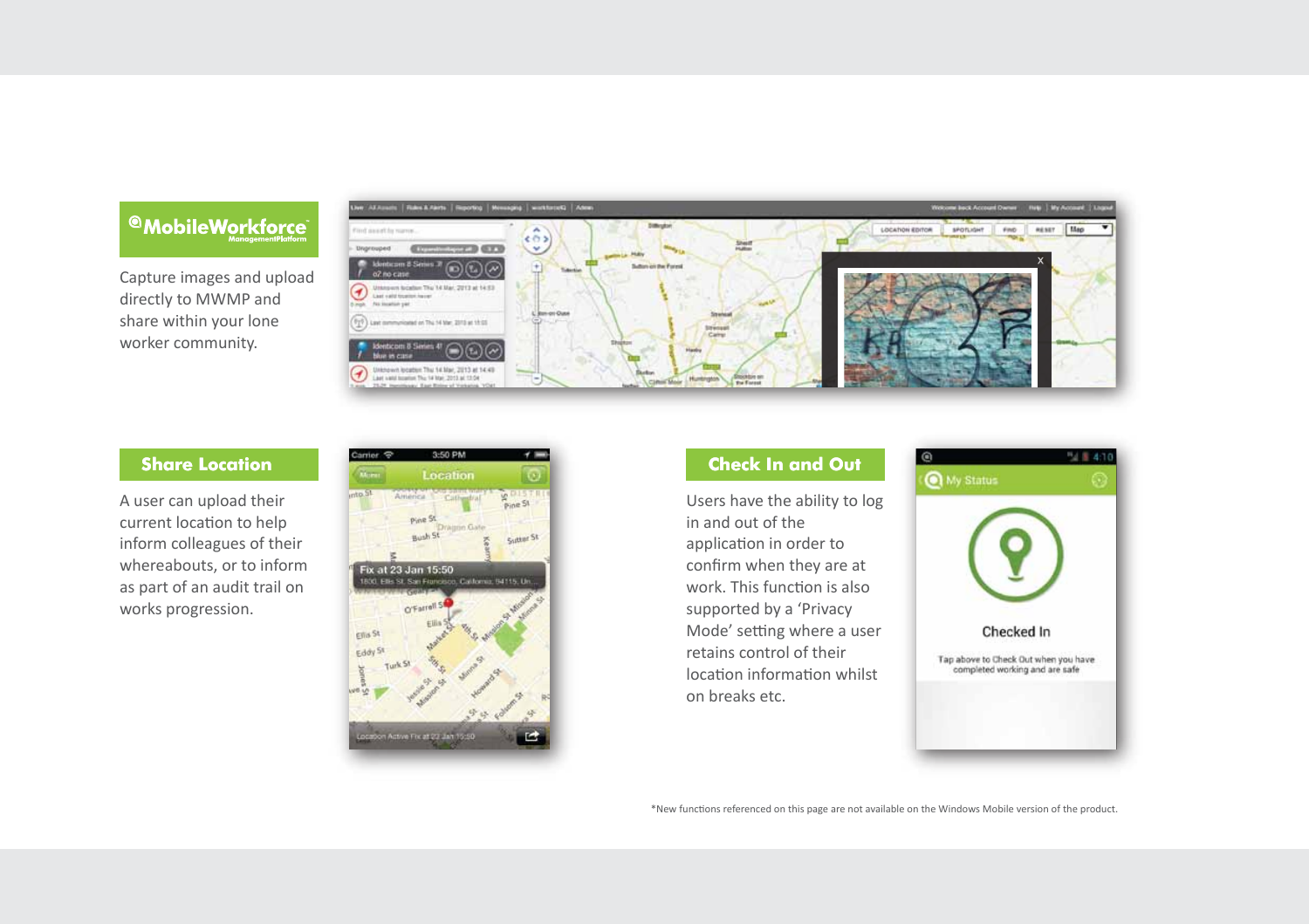**@MobileWorkforce™ ManagementPlatform**

Capture images and upload directly to MWMP and share within your lone worker community.

## Share Location

A user can upload their current location to help inform colleagues of their whereabouts, or to inform as part of an audit trail on works progression.

## Check In and Out

Users have the ability to log in and out of the application in order to confirm when they are at work. This function is also supported by a 'Privacy Mode' setting where a user retains control of their location information whilst on breaks etc.

*New functions referenced on this page are not available on the Windows Mobile version of the product.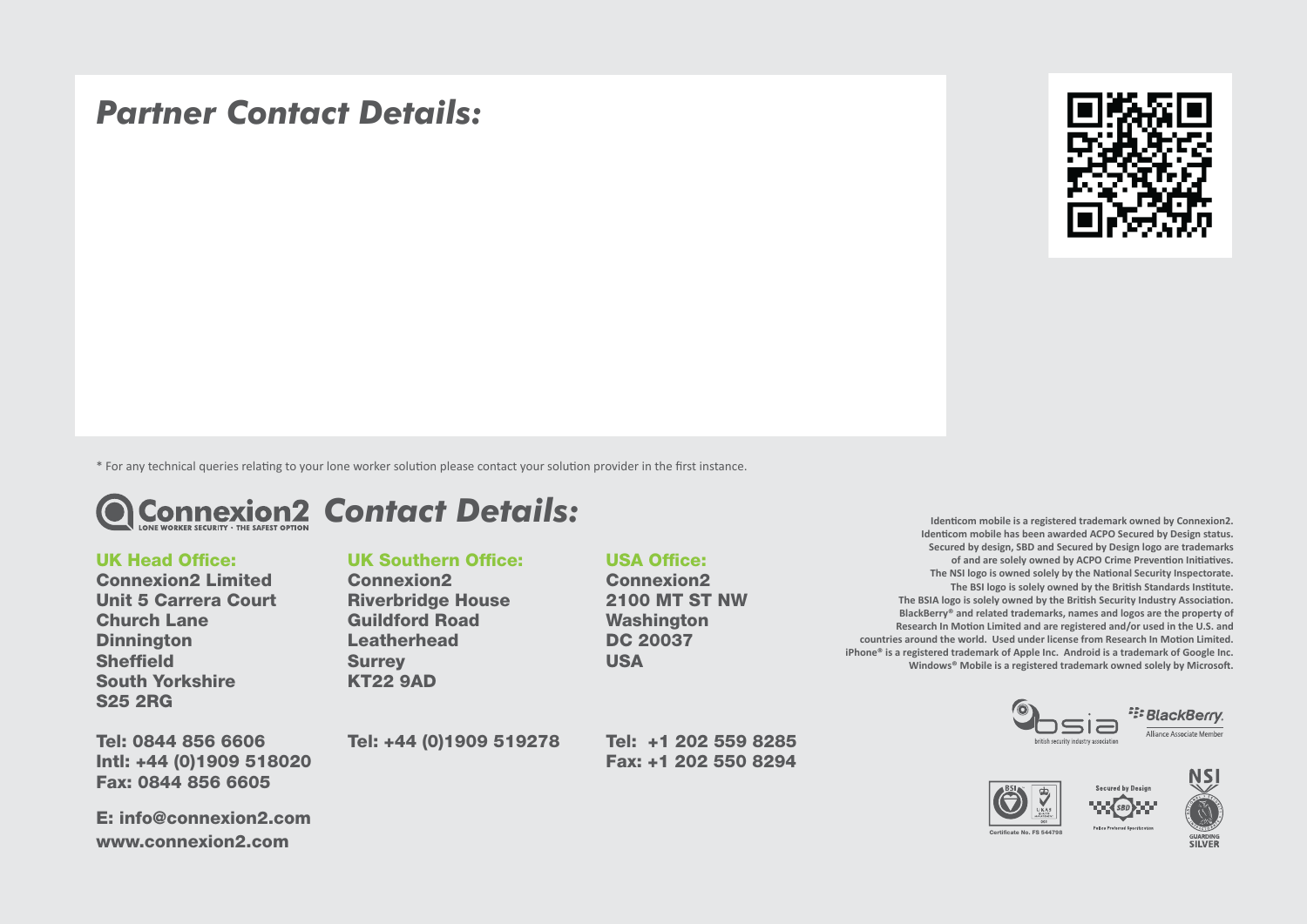## *Partner Contact Details:*

\* For any technical queries relating to your lone worker solution please contact your solution provider in the first instance.

## Connexion2 *Contact Details:*

LONE WORKER SECURITY · THE SAFEST OPTION

**UK Head Office:**
**Connexion2 Limited**
**Unit 5 Carrera Court**
**Church Lane**
**Dinnington**
**Sheffield**
**South Yorkshire**
**S25 2RG**

**Tel: 0844 856 6606**
**Intl: +44 (0)1909 518020**
**Fax: 0844 856 6605**

**E: info@connexion2.com**
**www.connexion2.com**

**UK Southern Office:**
**Connexion2**
**Riverbridge House**
**Guildford Road**
**Leatherhead**
**Surrey**
**KT22 9AD**

**Tel: +44 (0)1909 519278**

**USA Office:**
**Connexion2**
**2100 MT ST NW**
**Washington**
**DC 20037**
**USA**

**Tel: +1 202 559 8285**
**Fax: +1 202 550 8294**

Identicom mobile is a registered trademark owned by Connexion2. Identicom mobile has been awarded ACPO Secured by Design status. Secured by design, SBD and Secured by Design logo are trademarks of and are solely owned by ACPO Crime Prevention Initiatives. The NSI logo is owned solely by the National Security Inspectorate. The BSI logo is solely owned by the British Standards Institute. The BSIA logo is solely owned by the British Security Industry Association. BlackBerry® and related trademarks, names and logos are the property of Research In Motion Limited and are registered and/or used in the U.S. and countries around the world. Used under license from Research In Motion Limited. iPhone® is a registered trademark of Apple Inc. Android is a trademark of Google Inc. Windows® Mobile is a registered trademark owned solely by Microsoft.

bsia british security industry association

BlackBerry. Alliance Associate Member

Certificate No. FS 544798

Secured by Design SBD Police Preferred Specification

NSI GUARDING SILVER